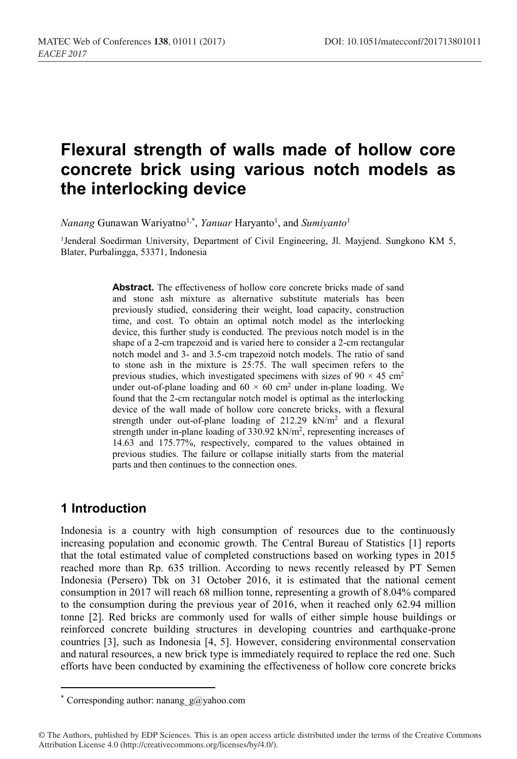# Flexural strength of walls made of hollow core concrete brick using various notch models as the interlocking device

*Nanang* Gunawan Wariyatno[1,*], *Yanuar* Haryanto[1], and *Sumiyanto*[1]

[1]Jenderal Soedirman University, Department of Civil Engineering, Jl. Mayjend. Sungkono KM 5, Blater, Purbalingga, 53371, Indonesia

**Abstract.** The effectiveness of hollow core concrete bricks made of sand and stone ash mixture as alternative substitute materials has been previously studied, considering their weight, load capacity, construction time, and cost. To obtain an optimal notch model as the interlocking device, this further study is conducted. The previous notch model is in the shape of a 2-cm trapezoid and is varied here to consider a 2-cm rectangular notch model and 3- and 3.5-cm trapezoid notch models. The ratio of sand to stone ash in the mixture is 25:75. The wall specimen refers to the previous studies, which investigated specimens with sizes of 90 × 45 cm$^2$ under out-of-plane loading and 60 × 60 cm$^2$ under in-plane loading. We found that the 2-cm rectangular notch model is optimal as the interlocking device of the wall made of hollow core concrete bricks, with a flexural strength under out-of-plane loading of 212.29 kN/m$^2$ and a flexural strength under in-plane loading of 330.92 kN/m$^2$, representing increases of 14.63 and 175.77%, respectively, compared to the values obtained in previous studies. The failure or collapse initially starts from the material parts and then continues to the connection ones.

## 1 Introduction

Indonesia is a country with high consumption of resources due to the continuously increasing population and economic growth. The Central Bureau of Statistics [1] reports that the total estimated value of completed constructions based on working types in 2015 reached more than Rp. 635 trillion. According to news recently released by PT Semen Indonesia (Persero) Tbk on 31 October 2016, it is estimated that the national cement consumption in 2017 will reach 68 million tonne, representing a growth of 8.04% compared to the consumption during the previous year of 2016, when it reached only 62.94 million tonne [2]. Red bricks are commonly used for walls of either simple house buildings or reinforced concrete building structures in developing countries and earthquake-prone countries [3], such as Indonesia [4, 5]. However, considering environmental conservation and natural resources, a new brick type is immediately required to replace the red one. Such efforts have been conducted by examining the effectiveness of hollow core concrete bricks

* Corresponding author: nanang_g@yahoo.com

© The Authors, published by EDP Sciences. This is an open access article distributed under the terms of the Creative Commons Attribution License 4.0 (http://creativecommons.org/licenses/by/4.0/).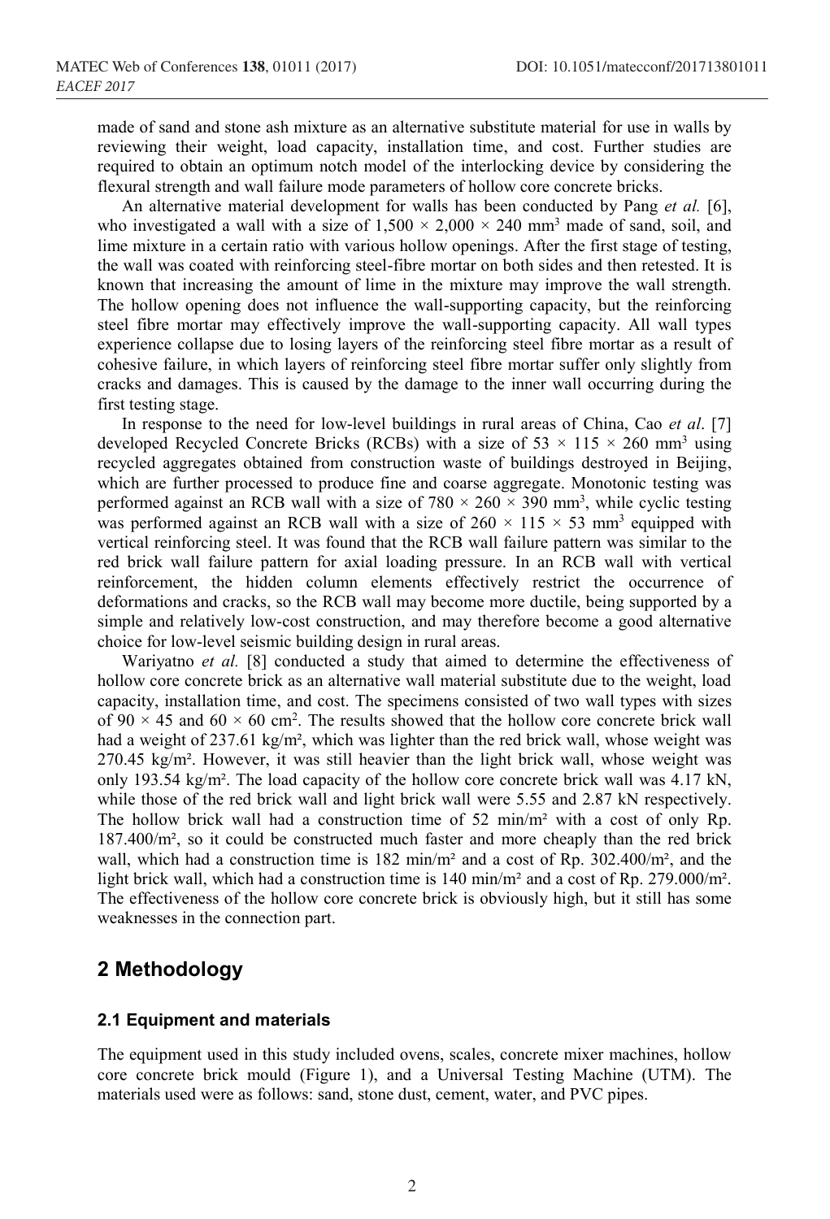made of sand and stone ash mixture as an alternative substitute material for use in walls by reviewing their weight, load capacity, installation time, and cost. Further studies are required to obtain an optimum notch model of the interlocking device by considering the flexural strength and wall failure mode parameters of hollow core concrete bricks.

An alternative material development for walls has been conducted by Pang *et al.* [6], who investigated a wall with a size of $1,500 \times 2,000 \times 240$ mm$^3$ made of sand, soil, and lime mixture in a certain ratio with various hollow openings. After the first stage of testing, the wall was coated with reinforcing steel-fibre mortar on both sides and then retested. It is known that increasing the amount of lime in the mixture may improve the wall strength. The hollow opening does not influence the wall-supporting capacity, but the reinforcing steel fibre mortar may effectively improve the wall-supporting capacity. All wall types experience collapse due to losing layers of the reinforcing steel fibre mortar as a result of cohesive failure, in which layers of reinforcing steel fibre mortar suffer only slightly from cracks and damages. This is caused by the damage to the inner wall occurring during the first testing stage.

In response to the need for low-level buildings in rural areas of China, Cao *et al*. [7] developed Recycled Concrete Bricks (RCBs) with a size of $53 \times 115 \times 260$ mm$^3$ using recycled aggregates obtained from construction waste of buildings destroyed in Beijing, which are further processed to produce fine and coarse aggregate. Monotonic testing was performed against an RCB wall with a size of $780 \times 260 \times 390$ mm$^3$, while cyclic testing was performed against an RCB wall with a size of $260 \times 115 \times 53$ mm$^3$ equipped with vertical reinforcing steel. It was found that the RCB wall failure pattern was similar to the red brick wall failure pattern for axial loading pressure. In an RCB wall with vertical reinforcement, the hidden column elements effectively restrict the occurrence of deformations and cracks, so the RCB wall may become more ductile, being supported by a simple and relatively low-cost construction, and may therefore become a good alternative choice for low-level seismic building design in rural areas.

Wariyatno *et al.* [8] conducted a study that aimed to determine the effectiveness of hollow core concrete brick as an alternative wall material substitute due to the weight, load capacity, installation time, and cost. The specimens consisted of two wall types with sizes of $90 \times 45$ and $60 \times 60$ cm$^2$. The results showed that the hollow core concrete brick wall had a weight of 237.61 kg/m², which was lighter than the red brick wall, whose weight was 270.45 kg/m². However, it was still heavier than the light brick wall, whose weight was only 193.54 kg/m². The load capacity of the hollow core concrete brick wall was 4.17 kN, while those of the red brick wall and light brick wall were 5.55 and 2.87 kN respectively. The hollow brick wall had a construction time of 52 min/m² with a cost of only Rp. 187.400/m², so it could be constructed much faster and more cheaply than the red brick wall, which had a construction time is 182 min/m² and a cost of Rp. 302.400/m², and the light brick wall, which had a construction time is 140 min/m² and a cost of Rp. 279.000/m². The effectiveness of the hollow core concrete brick is obviously high, but it still has some weaknesses in the connection part.

## 2 Methodology

### 2.1 Equipment and materials

The equipment used in this study included ovens, scales, concrete mixer machines, hollow core concrete brick mould (Figure 1), and a Universal Testing Machine (UTM). The materials used were as follows: sand, stone dust, cement, water, and PVC pipes.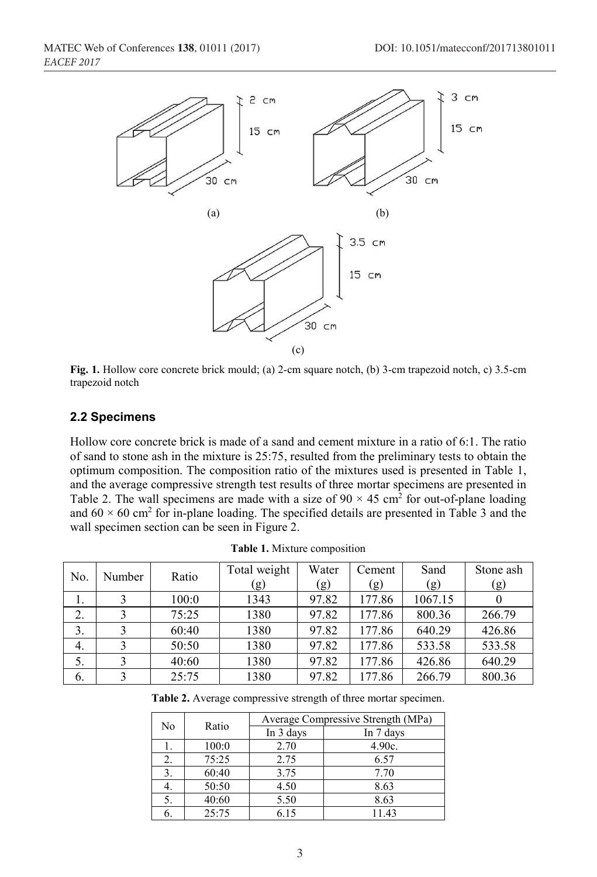**Fig. 1.** Hollow core concrete brick mould; (a) 2-cm square notch, (b) 3-cm trapezoid notch, c) 3.5-cm trapezoid notch

### 2.2 Specimens

Hollow core concrete brick is made of a sand and cement mixture in a ratio of 6:1. The ratio of sand to stone ash in the mixture is 25:75, resulted from the preliminary tests to obtain the optimum composition. The composition ratio of the mixtures used is presented in Table 1, and the average compressive strength test results of three mortar specimens are presented in Table 2. The wall specimens are made with a size of $90 \times 45$ cm$^2$ for out-of-plane loading and $60 \times 60$ cm$^2$ for in-plane loading. The specified details are presented in Table 3 and the wall specimen section can be seen in Figure 2.

**Table 1.** Mixture composition

| No. | Number | Ratio | Total weight (g) | Water (g) | Cement (g) | Sand (g) | Stone ash (g) |
|---|---|---|---|---|---|---|---|
| 1. | 3 | 100:0 | 1343 | 97.82 | 177.86 | 1067.15 | 0 |
| 2. | 3 | 75:25 | 1380 | 97.82 | 177.86 | 800.36 | 266.79 |
| 3. | 3 | 60:40 | 1380 | 97.82 | 177.86 | 640.29 | 426.86 |
| 4. | 3 | 50:50 | 1380 | 97.82 | 177.86 | 533.58 | 533.58 |
| 5. | 3 | 40:60 | 1380 | 97.82 | 177.86 | 426.86 | 640.29 |
| 6. | 3 | 25:75 | 1380 | 97.82 | 177.86 | 266.79 | 800.36 |

**Table 2.** Average compressive strength of three mortar specimen.

| No | Ratio | Average Compressive Strength (MPa) | |
|---|---|---|---|
| | | In 3 days | In 7 days |
| 1. | 100:0 | 2.70 | 4.90c. |
| 2. | 75:25 | 2.75 | 6.57 |
| 3. | 60:40 | 3.75 | 7.70 |
| 4. | 50:50 | 4.50 | 8.63 |
| 5. | 40:60 | 5.50 | 8.63 |
| 6. | 25:75 | 6.15 | 11.43 |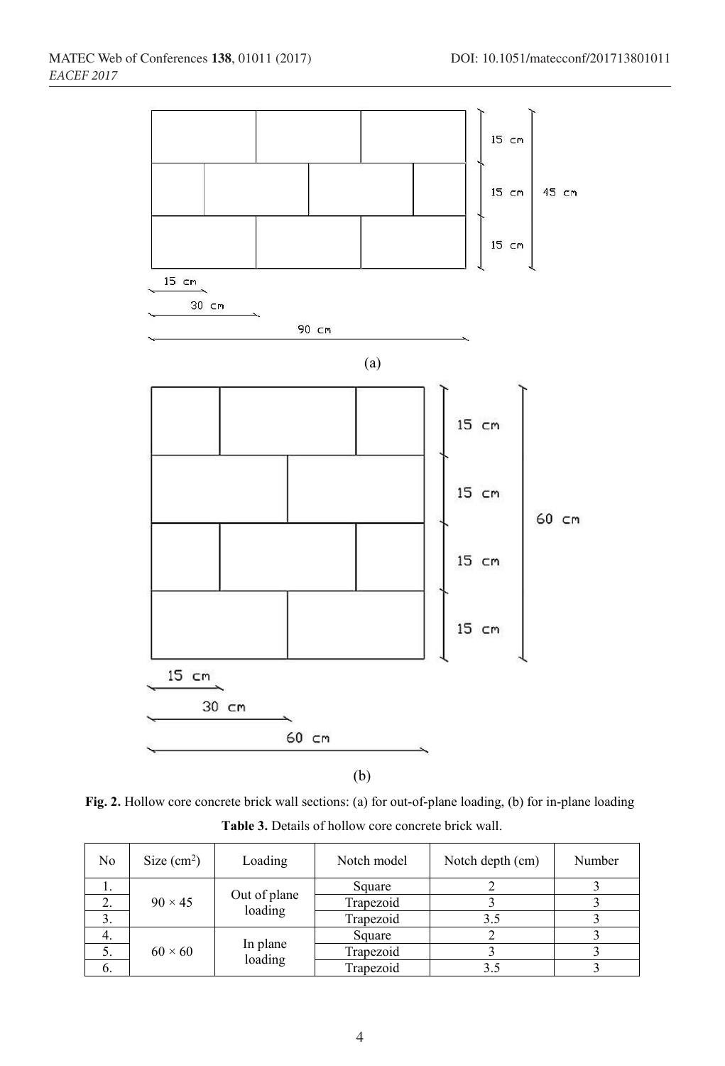Fig. 2. Hollow core concrete brick wall sections: (a) for out-of-plane loading, (b) for in-plane loading

Table 3. Details of hollow core concrete brick wall.

| No | Size ($cm^2$) | Loading | Notch model | Notch depth (cm) | Number |
|---|---|---|---|---|---|
| 1. | 90 × 45 | Out of plane loading | Square | 2 | 3 |
| 2. | | | Trapezoid | 3 | 3 |
| 3. | | | Trapezoid | 3.5 | 3 |
| 4. | 60 × 60 | In plane loading | Square | 2 | 3 |
| 5. | | | Trapezoid | 3 | 3 |
| 6. | | | Trapezoid | 3.5 | 3 |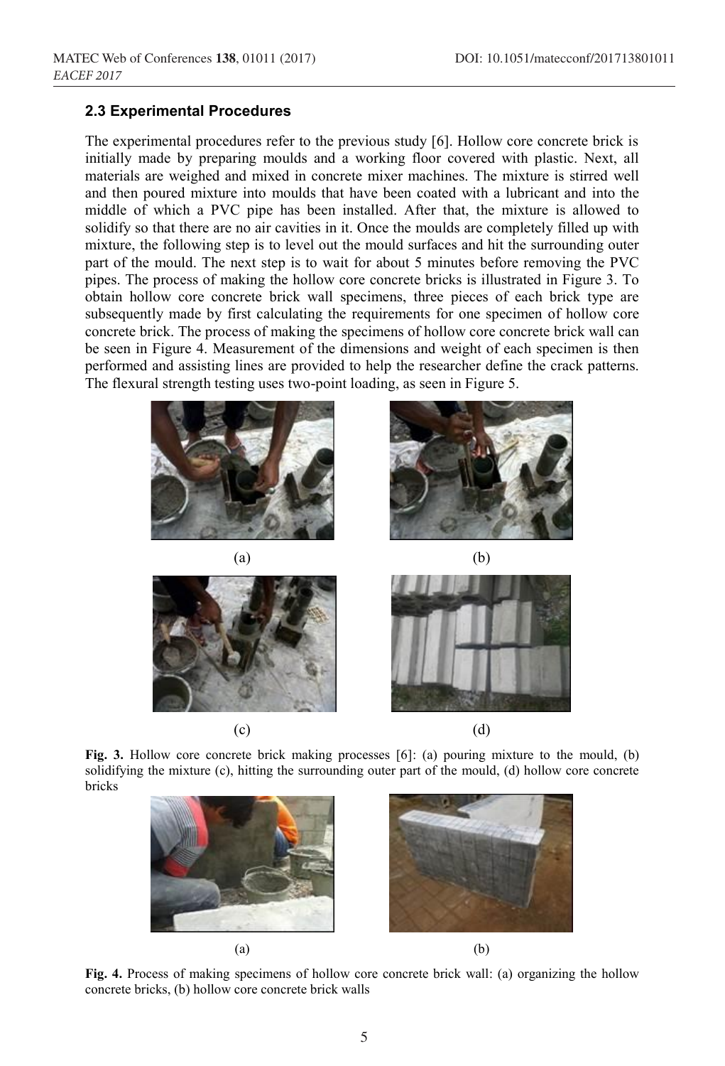### 2.3 Experimental Procedures

The experimental procedures refer to the previous study [6]. Hollow core concrete brick is initially made by preparing moulds and a working floor covered with plastic. Next, all materials are weighed and mixed in concrete mixer machines. The mixture is stirred well and then poured mixture into moulds that have been coated with a lubricant and into the middle of which a PVC pipe has been installed. After that, the mixture is allowed to solidify so that there are no air cavities in it. Once the moulds are completely filled up with mixture, the following step is to level out the mould surfaces and hit the surrounding outer part of the mould. The next step is to wait for about 5 minutes before removing the PVC pipes. The process of making the hollow core concrete bricks is illustrated in Figure 3. To obtain hollow core concrete brick wall specimens, three pieces of each brick type are subsequently made by first calculating the requirements for one specimen of hollow core concrete brick. The process of making the specimens of hollow core concrete brick wall can be seen in Figure 4. Measurement of the dimensions and weight of each specimen is then performed and assisting lines are provided to help the researcher define the crack patterns. The flexural strength testing uses two-point loading, as seen in Figure 5.

(a) (b)

(c) (d)

**Fig. 3.** Hollow core concrete brick making processes [6]: (a) pouring mixture to the mould, (b) solidifying the mixture (c), hitting the surrounding outer part of the mould, (d) hollow core concrete bricks

(a) (b)

**Fig. 4.** Process of making specimens of hollow core concrete brick wall: (a) organizing the hollow concrete bricks, (b) hollow core concrete brick walls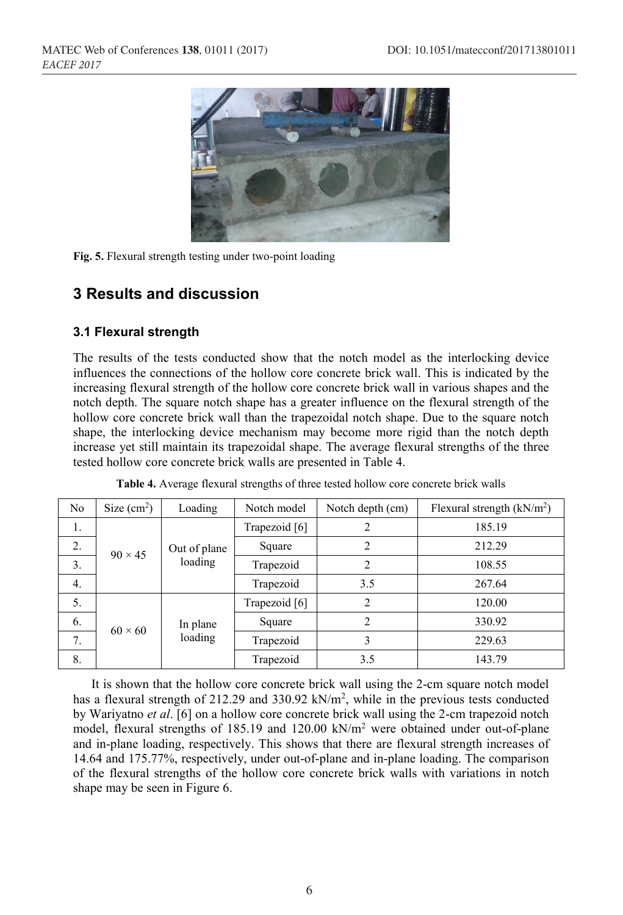Fig. 5. Flexural strength testing under two-point loading

## 3 Results and discussion

### 3.1 Flexural strength

The results of the tests conducted show that the notch model as the interlocking device influences the connections of the hollow core concrete brick wall. This is indicated by the increasing flexural strength of the hollow core concrete brick wall in various shapes and the notch depth. The square notch shape has a greater influence on the flexural strength of the hollow core concrete brick wall than the trapezoidal notch shape. Due to the square notch shape, the interlocking device mechanism may become more rigid than the notch depth increase yet still maintain its trapezoidal shape. The average flexural strengths of the three tested hollow core concrete brick walls are presented in Table 4.

**Table 4.** Average flexural strengths of three tested hollow core concrete brick walls

| No | Size ($cm^2$) | Loading | Notch model | Notch depth (cm) | Flexural strength ($kN/m^2$) |
|---|---|---|---|---|---|
| 1. | 90 × 45 | Out of plane loading | Trapezoid [6] | 2 | 185.19 |
| 2. | | | Square | 2 | 212.29 |
| 3. | | | Trapezoid | 2 | 108.55 |
| 4. | | | Trapezoid | 3.5 | 267.64 |
| 5. | 60 × 60 | In plane loading | Trapezoid [6] | 2 | 120.00 |
| 6. | | | Square | 2 | 330.92 |
| 7. | | | Trapezoid | 3 | 229.63 |
| 8. | | | Trapezoid | 3.5 | 143.79 |

It is shown that the hollow core concrete brick wall using the 2-cm square notch model has a flexural strength of 212.29 and 330.92 $kN/m^2$, while in the previous tests conducted by Wariyatno *et al*. [6] on a hollow core concrete brick wall using the 2-cm trapezoid notch model, flexural strengths of 185.19 and 120.00 $kN/m^2$ were obtained under out-of-plane and in-plane loading, respectively. This shows that there are flexural strength increases of 14.64 and 175.77%, respectively, under out-of-plane and in-plane loading. The comparison of the flexural strengths of the hollow core concrete brick walls with variations in notch shape may be seen in Figure 6.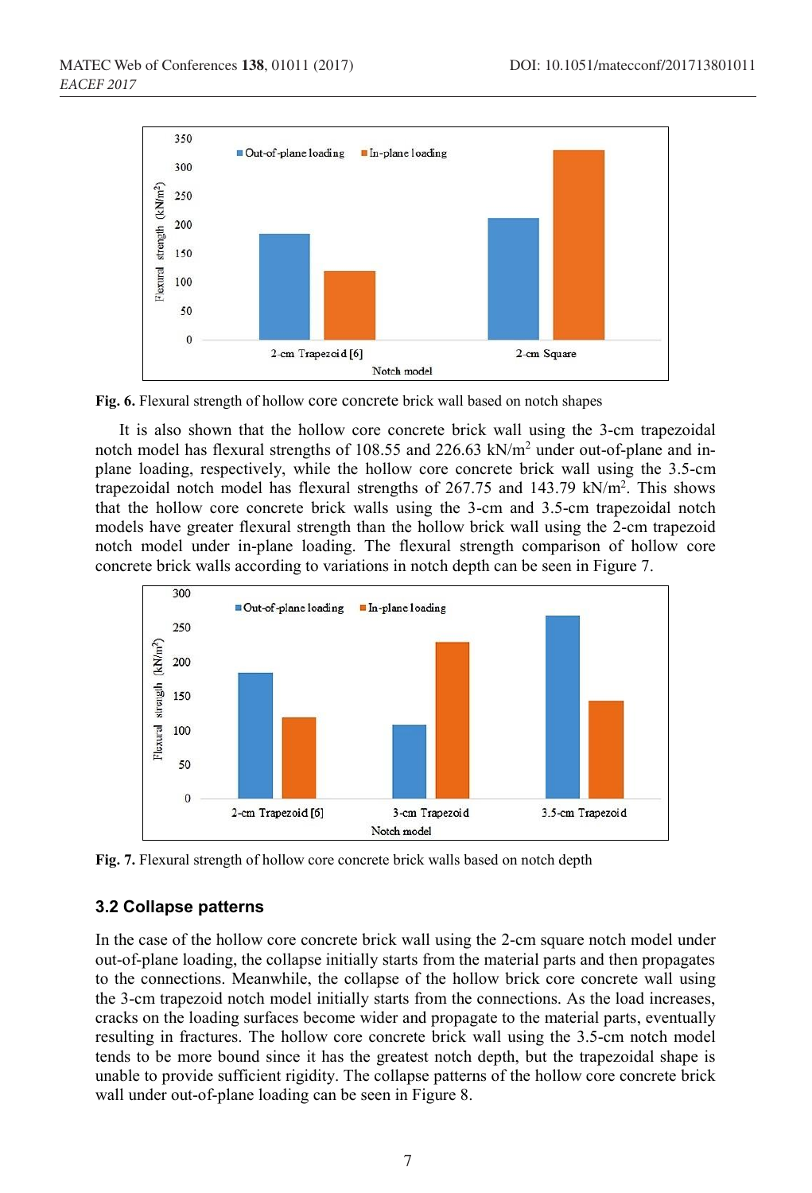**Fig. 6.** Flexural strength of hollow core concrete brick wall based on notch shapes

It is also shown that the hollow core concrete brick wall using the 3-cm trapezoidal notch model has flexural strengths of 108.55 and 226.63 kN/m$^2$ under out-of-plane and in-plane loading, respectively, while the hollow core concrete brick wall using the 3.5-cm trapezoidal notch model has flexural strengths of 267.75 and 143.79 kN/m$^2$. This shows that the hollow core concrete brick walls using the 3-cm and 3.5-cm trapezoidal notch models have greater flexural strength than the hollow brick wall using the 2-cm trapezoid notch model under in-plane loading. The flexural strength comparison of hollow core concrete brick walls according to variations in notch depth can be seen in Figure 7.

**Fig. 7.** Flexural strength of hollow core concrete brick walls based on notch depth

### 3.2 Collapse patterns

In the case of the hollow core concrete brick wall using the 2-cm square notch model under out-of-plane loading, the collapse initially starts from the material parts and then propagates to the connections. Meanwhile, the collapse of the hollow brick core concrete wall using the 3-cm trapezoid notch model initially starts from the connections. As the load increases, cracks on the loading surfaces become wider and propagate to the material parts, eventually resulting in fractures. The hollow core concrete brick wall using the 3.5-cm notch model tends to be more bound since it has the greatest notch depth, but the trapezoidal shape is unable to provide sufficient rigidity. The collapse patterns of the hollow core concrete brick wall under out-of-plane loading can be seen in Figure 8.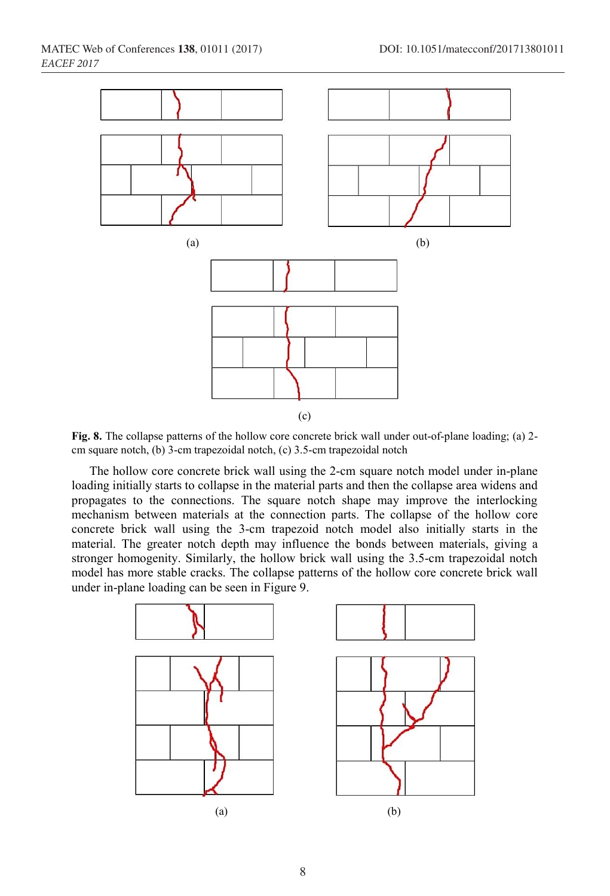(a)

(b)

(c)

**Fig. 8.** The collapse patterns of the hollow core concrete brick wall under out-of-plane loading; (a) 2-cm square notch, (b) 3-cm trapezoidal notch, (c) 3.5-cm trapezoidal notch

The hollow core concrete brick wall using the 2-cm square notch model under in-plane loading initially starts to collapse in the material parts and then the collapse area widens and propagates to the connections. The square notch shape may improve the interlocking mechanism between materials at the connection parts. The collapse of the hollow core concrete brick wall using the 3-cm trapezoid notch model also initially starts in the material. The greater notch depth may influence the bonds between materials, giving a stronger homogenity. Similarly, the hollow brick wall using the 3.5-cm trapezoidal notch model has more stable cracks. The collapse patterns of the hollow core concrete brick wall under in-plane loading can be seen in Figure 9.

(a)

(b)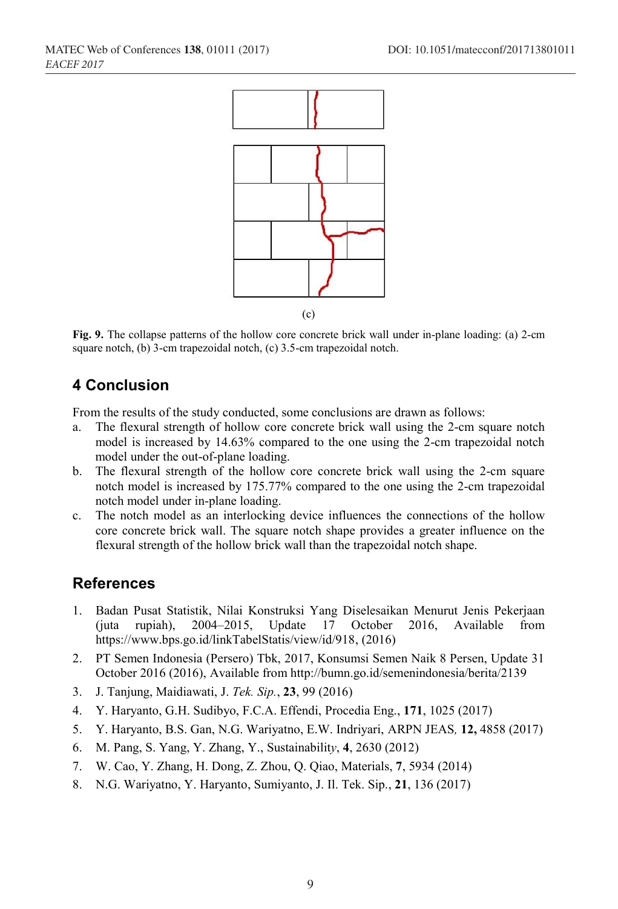(c)

**Fig. 9.** The collapse patterns of the hollow core concrete brick wall under in-plane loading: (a) 2-cm square notch, (b) 3-cm trapezoidal notch, (c) 3.5-cm trapezoidal notch.

## 4 Conclusion

From the results of the study conducted, some conclusions are drawn as follows:

a. The flexural strength of hollow core concrete brick wall using the 2-cm square notch model is increased by 14.63% compared to the one using the 2-cm trapezoidal notch model under the out-of-plane loading.
b. The flexural strength of the hollow core concrete brick wall using the 2-cm square notch model is increased by 175.77% compared to the one using the 2-cm trapezoidal notch model under in-plane loading.
c. The notch model as an interlocking device influences the connections of the hollow core concrete brick wall. The square notch shape provides a greater influence on the flexural strength of the hollow brick wall than the trapezoidal notch shape.

## References

1. Badan Pusat Statistik, Nilai Konstruksi Yang Diselesaikan Menurut Jenis Pekerjaan (juta rupiah), 2004–2015, Update 17 October 2016, Available from https://www.bps.go.id/linkTabelStatis/view/id/918, (2016)
2. PT Semen Indonesia (Persero) Tbk, 2017, Konsumsi Semen Naik 8 Persen, Update 31 October 2016 (2016), Available from http://bumn.go.id/semenindonesia/berita/2139
3. J. Tanjung, Maidiawati, J. *Tek. Sip.*, **23**, 99 (2016)
4. Y. Haryanto, G.H. Sudibyo, F.C.A. Effendi, Procedia Eng., **171**, 1025 (2017)
5. Y. Haryanto, B.S. Gan, N.G. Wariyatno, E.W. Indriyari, ARPN JEAS*,* **12,** 4858 (2017)
6. M. Pang, S. Yang, Y. Zhang, Y., Sustainabilit*y*, **4**, 2630 (2012)
7. W. Cao, Y. Zhang, H. Dong, Z. Zhou, Q. Qiao, Materials, **7**, 5934 (2014)
8. N.G. Wariyatno, Y. Haryanto, Sumiyanto, J. Il. Tek. Sip., **21**, 136 (2017)